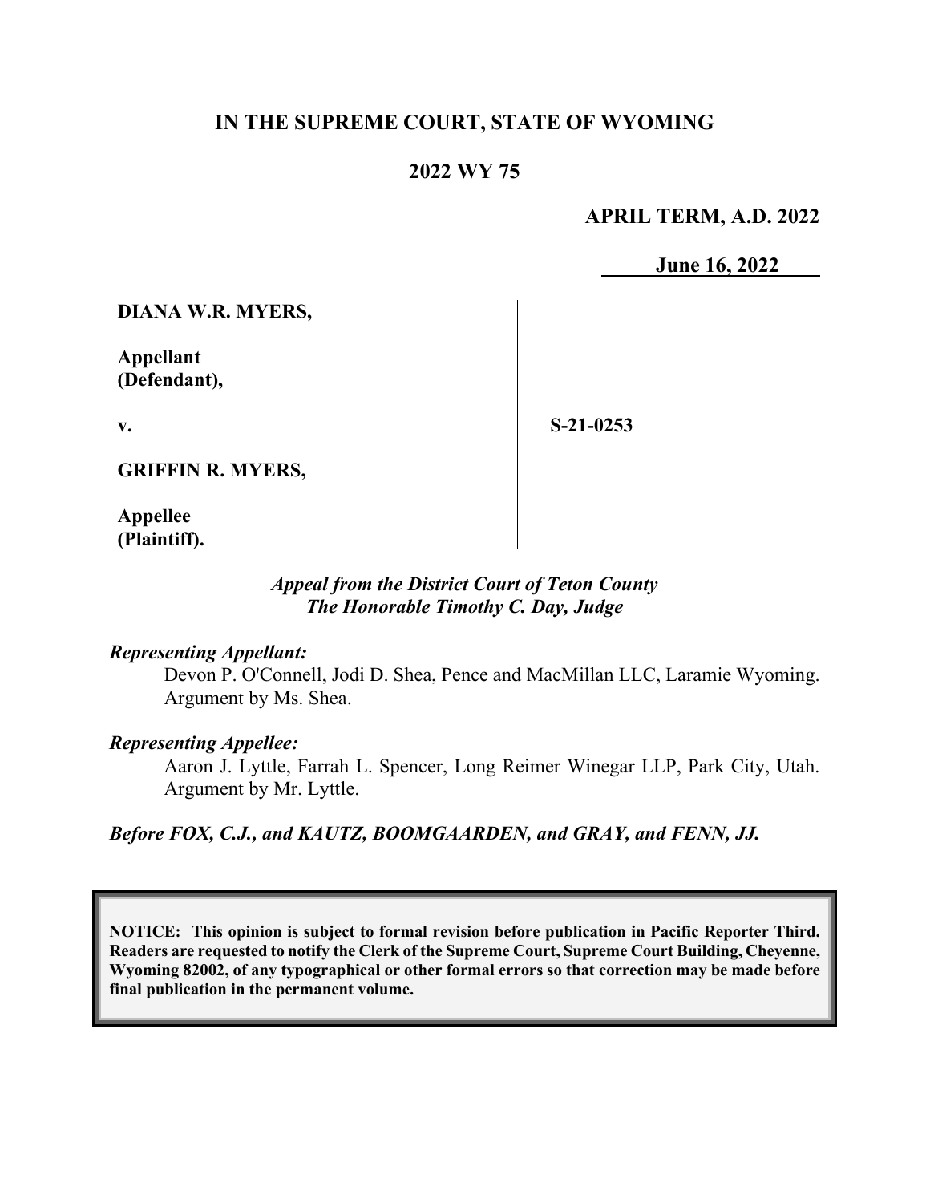# IN THE SUPREME COURT, STATE OF WYOMING

## 2022 WY 75

**APRIL TERM, A.D. 2022**

**June 16, 2022**

| | |
|---|---|
| **DIANA W.R. MYERS,** | |
| **Appellant (Defendant),** | |
| **v.** | **S-21-0253** |
| **GRIFFIN R. MYERS,** | |
| **Appellee (Plaintiff).** | |

***Appeal from the District Court of Teton County***
***The Honorable Timothy C. Day, Judge***

***Representing Appellant:***

Devon P. O'Connell, Jodi D. Shea, Pence and MacMillan LLC, Laramie Wyoming. Argument by Ms. Shea.

***Representing Appellee:***

Aaron J. Lyttle, Farrah L. Spencer, Long Reimer Winegar LLP, Park City, Utah. Argument by Mr. Lyttle.

***Before FOX, C.J., and KAUTZ, BOOMGAARDEN, and GRAY, and FENN, JJ.***

**NOTICE: This opinion is subject to formal revision before publication in Pacific Reporter Third. Readers are requested to notify the Clerk of the Supreme Court, Supreme Court Building, Cheyenne, Wyoming 82002, of any typographical or other formal errors so that correction may be made before final publication in the permanent volume.**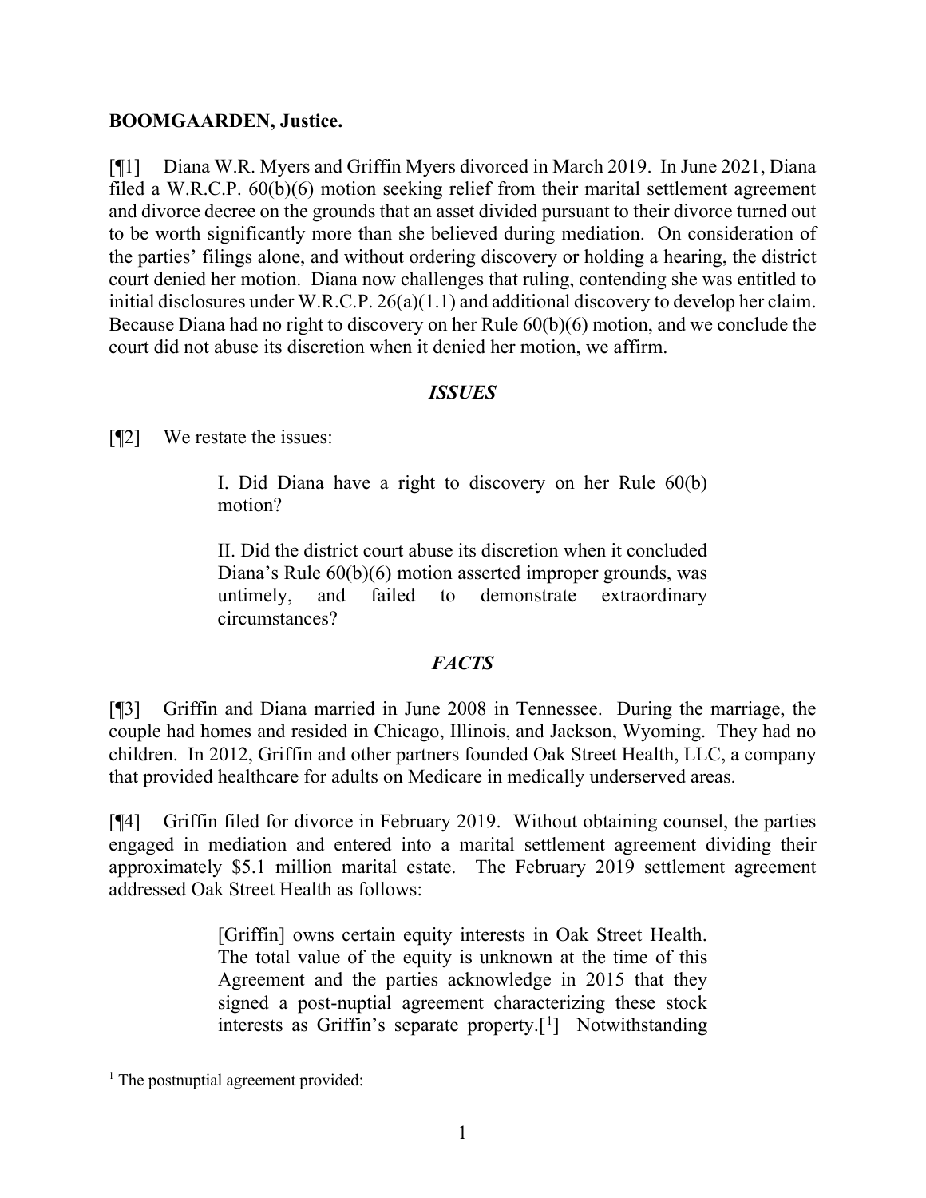**BOOMGAARDEN, Justice.**

[¶1] Diana W.R. Myers and Griffin Myers divorced in March 2019. In June 2021, Diana filed a W.R.C.P. 60(b)(6) motion seeking relief from their marital settlement agreement and divorce decree on the grounds that an asset divided pursuant to their divorce turned out to be worth significantly more than she believed during mediation. On consideration of the parties' filings alone, and without ordering discovery or holding a hearing, the district court denied her motion. Diana now challenges that ruling, contending she was entitled to initial disclosures under W.R.C.P. 26(a)(1.1) and additional discovery to develop her claim. Because Diana had no right to discovery on her Rule 60(b)(6) motion, and we conclude the court did not abuse its discretion when it denied her motion, we affirm.

## *ISSUES*

[¶2] We restate the issues:

> I. Did Diana have a right to discovery on her Rule 60(b) motion?
>
> II. Did the district court abuse its discretion when it concluded Diana's Rule 60(b)(6) motion asserted improper grounds, was untimely, and failed to demonstrate extraordinary circumstances?

## *FACTS*

[¶3] Griffin and Diana married in June 2008 in Tennessee. During the marriage, the couple had homes and resided in Chicago, Illinois, and Jackson, Wyoming. They had no children. In 2012, Griffin and other partners founded Oak Street Health, LLC, a company that provided healthcare for adults on Medicare in medically underserved areas.

[¶4] Griffin filed for divorce in February 2019. Without obtaining counsel, the parties engaged in mediation and entered into a marital settlement agreement dividing their approximately $5.1 million marital estate. The February 2019 settlement agreement addressed Oak Street Health as follows:

> [Griffin] owns certain equity interests in Oak Street Health. The total value of the equity is unknown at the time of this Agreement and the parties acknowledge in 2015 that they signed a post-nuptial agreement characterizing these stock interests as Griffin's separate property.[1] Notwithstanding

[1] The postnuptial agreement provided: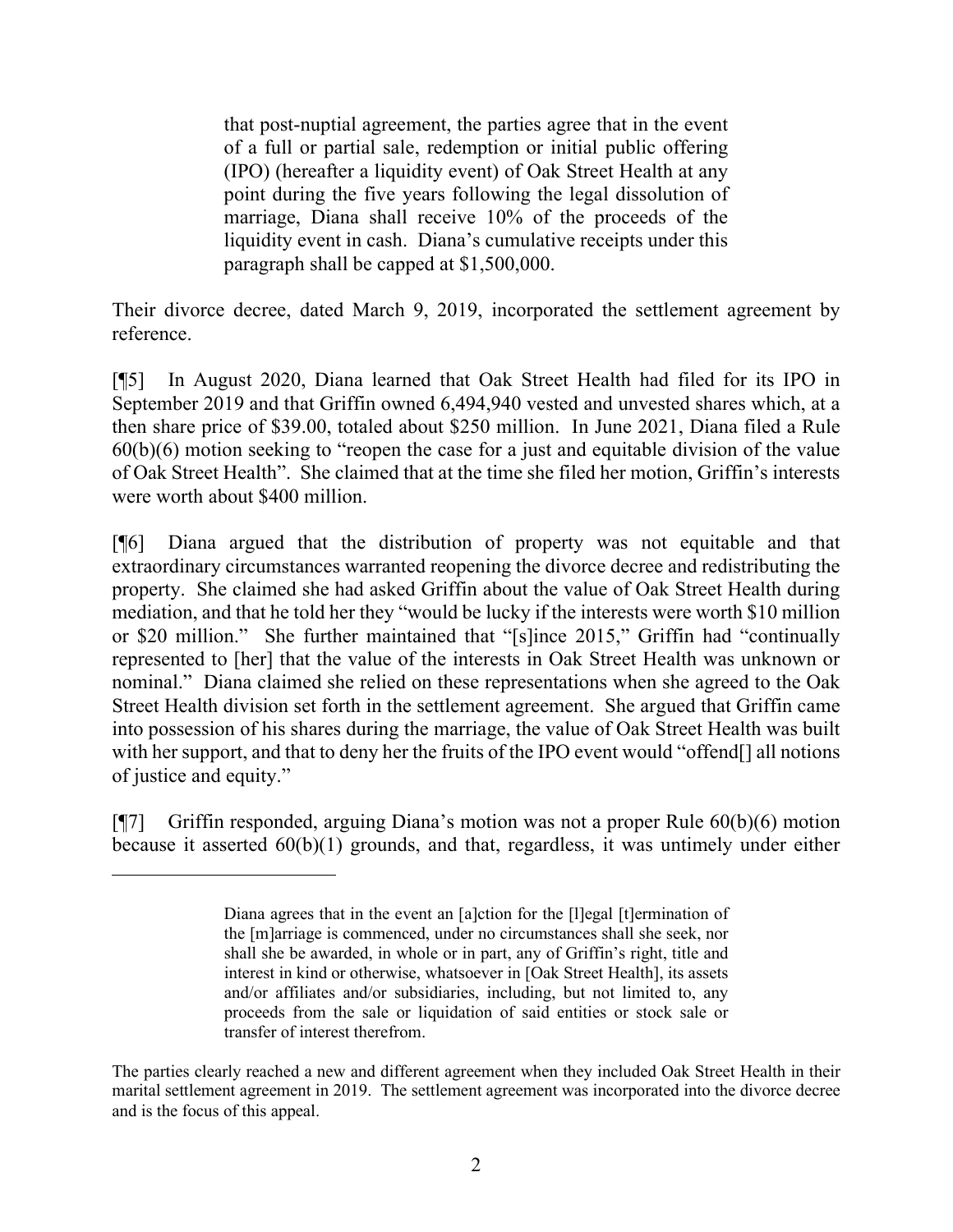> that post-nuptial agreement, the parties agree that in the event of a full or partial sale, redemption or initial public offering (IPO) (hereafter a liquidity event) of Oak Street Health at any point during the five years following the legal dissolution of marriage, Diana shall receive 10% of the proceeds of the liquidity event in cash. Diana's cumulative receipts under this paragraph shall be capped at $1,500,000.

Their divorce decree, dated March 9, 2019, incorporated the settlement agreement by reference.

[¶5] In August 2020, Diana learned that Oak Street Health had filed for its IPO in September 2019 and that Griffin owned 6,494,940 vested and unvested shares which, at a then share price of $39.00, totaled about $250 million. In June 2021, Diana filed a Rule 60(b)(6) motion seeking to "reopen the case for a just and equitable division of the value of Oak Street Health". She claimed that at the time she filed her motion, Griffin's interests were worth about $400 million.

[¶6] Diana argued that the distribution of property was not equitable and that extraordinary circumstances warranted reopening the divorce decree and redistributing the property. She claimed she had asked Griffin about the value of Oak Street Health during mediation, and that he told her they "would be lucky if the interests were worth $10 million or $20 million." She further maintained that "[s]ince 2015," Griffin had "continually represented to [her] that the value of the interests in Oak Street Health was unknown or nominal." Diana claimed she relied on these representations when she agreed to the Oak Street Health division set forth in the settlement agreement. She argued that Griffin came into possession of his shares during the marriage, the value of Oak Street Health was built with her support, and that to deny her the fruits of the IPO event would "offend[] all notions of justice and equity."

[¶7] Griffin responded, arguing Diana's motion was not a proper Rule 60(b)(6) motion because it asserted 60(b)(1) grounds, and that, regardless, it was untimely under either

---

> Diana agrees that in the event an [a]ction for the [l]egal [t]ermination of the [m]arriage is commenced, under no circumstances shall she seek, nor shall she be awarded, in whole or in part, any of Griffin's right, title and interest in kind or otherwise, whatsoever in [Oak Street Health], its assets and/or affiliates and/or subsidiaries, including, but not limited to, any proceeds from the sale or liquidation of said entities or stock sale or transfer of interest therefrom.

The parties clearly reached a new and different agreement when they included Oak Street Health in their marital settlement agreement in 2019. The settlement agreement was incorporated into the divorce decree and is the focus of this appeal.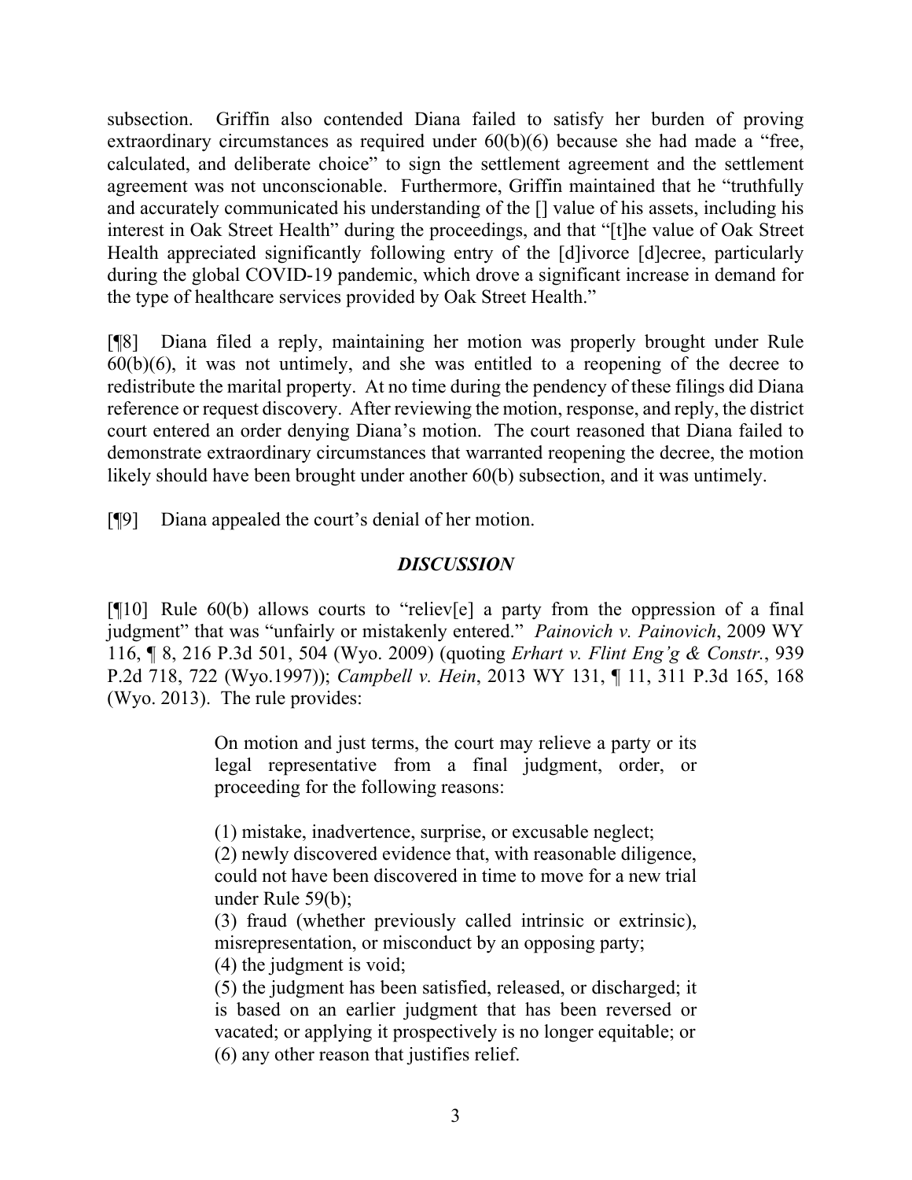subsection. Griffin also contended Diana failed to satisfy her burden of proving extraordinary circumstances as required under 60(b)(6) because she had made a "free, calculated, and deliberate choice" to sign the settlement agreement and the settlement agreement was not unconscionable. Furthermore, Griffin maintained that he "truthfully and accurately communicated his understanding of the [] value of his assets, including his interest in Oak Street Health" during the proceedings, and that "[t]he value of Oak Street Health appreciated significantly following entry of the [d]ivorce [d]ecree, particularly during the global COVID-19 pandemic, which drove a significant increase in demand for the type of healthcare services provided by Oak Street Health."

[¶8] Diana filed a reply, maintaining her motion was properly brought under Rule 60(b)(6), it was not untimely, and she was entitled to a reopening of the decree to redistribute the marital property. At no time during the pendency of these filings did Diana reference or request discovery. After reviewing the motion, response, and reply, the district court entered an order denying Diana's motion. The court reasoned that Diana failed to demonstrate extraordinary circumstances that warranted reopening the decree, the motion likely should have been brought under another 60(b) subsection, and it was untimely.

[¶9] Diana appealed the court's denial of her motion.

## *DISCUSSION*

[¶10] Rule 60(b) allows courts to "reliev[e] a party from the oppression of a final judgment" that was "unfairly or mistakenly entered." *Painovich v. Painovich*, 2009 WY 116, ¶ 8, 216 P.3d 501, 504 (Wyo. 2009) (quoting *Erhart v. Flint Eng'g & Constr.*, 939 P.2d 718, 722 (Wyo.1997)); *Campbell v. Hein*, 2013 WY 131, ¶ 11, 311 P.3d 165, 168 (Wyo. 2013). The rule provides:

> On motion and just terms, the court may relieve a party or its legal representative from a final judgment, order, or proceeding for the following reasons:
>
> (1) mistake, inadvertence, surprise, or excusable neglect;
> (2) newly discovered evidence that, with reasonable diligence, could not have been discovered in time to move for a new trial under Rule 59(b);
> (3) fraud (whether previously called intrinsic or extrinsic), misrepresentation, or misconduct by an opposing party;
> (4) the judgment is void;
> (5) the judgment has been satisfied, released, or discharged; it is based on an earlier judgment that has been reversed or vacated; or applying it prospectively is no longer equitable; or
> (6) any other reason that justifies relief.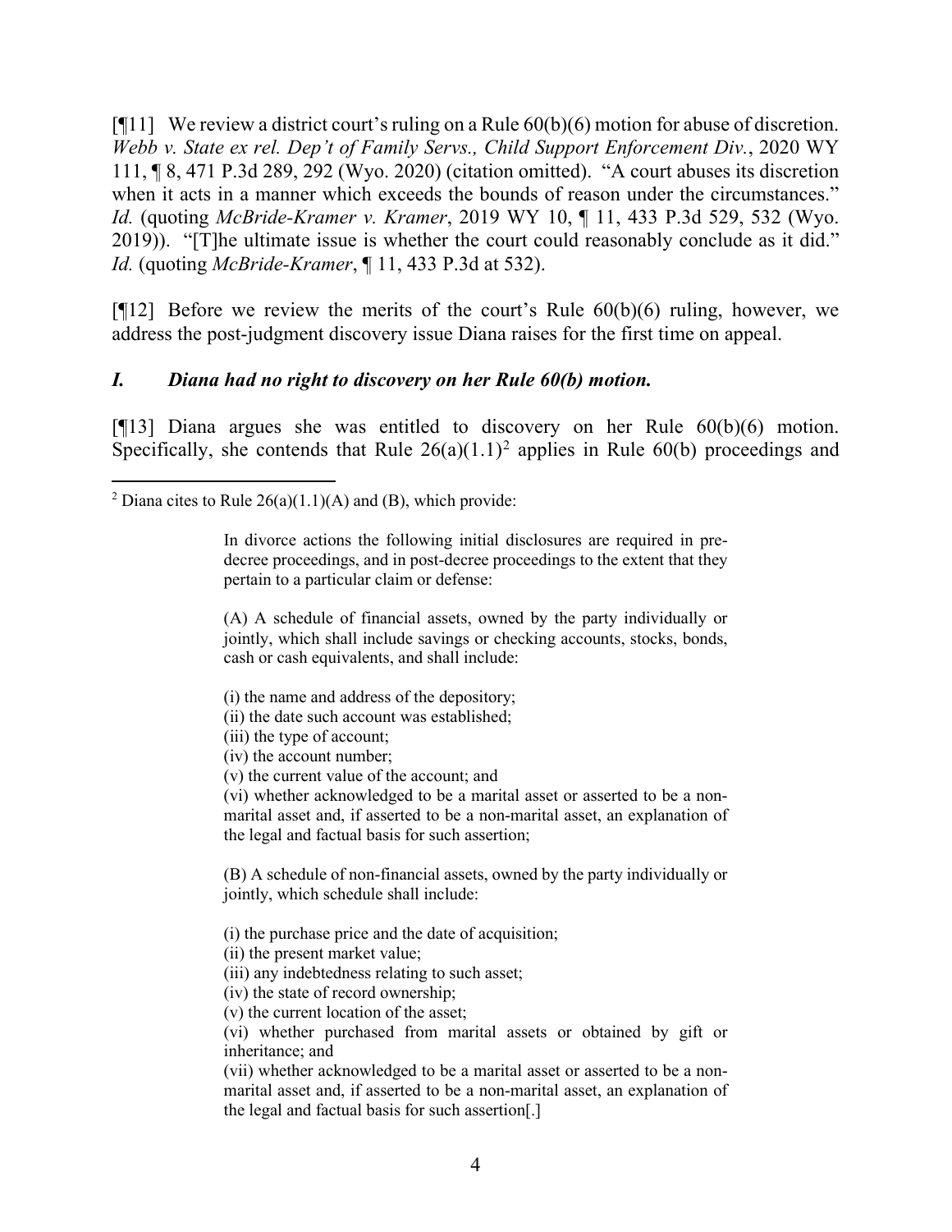[¶11] We review a district court's ruling on a Rule 60(b)(6) motion for abuse of discretion. *Webb v. State ex rel. Dep't of Family Servs., Child Support Enforcement Div.*, 2020 WY 111, ¶ 8, 471 P.3d 289, 292 (Wyo. 2020) (citation omitted). "A court abuses its discretion when it acts in a manner which exceeds the bounds of reason under the circumstances." *Id.* (quoting *McBride-Kramer v. Kramer*, 2019 WY 10, ¶ 11, 433 P.3d 529, 532 (Wyo. 2019)). "[T]he ultimate issue is whether the court could reasonably conclude as it did." *Id.* (quoting *McBride-Kramer*, ¶ 11, 433 P.3d at 532).

[¶12] Before we review the merits of the court's Rule 60(b)(6) ruling, however, we address the post-judgment discovery issue Diana raises for the first time on appeal.

### *I. Diana had no right to discovery on her Rule 60(b) motion.*

[¶13] Diana argues she was entitled to discovery on her Rule 60(b)(6) motion. Specifically, she contends that Rule 26(a)(1.1)[2] applies in Rule 60(b) proceedings and

---

[2] Diana cites to Rule 26(a)(1.1)(A) and (B), which provide:

> In divorce actions the following initial disclosures are required in pre-decree proceedings, and in post-decree proceedings to the extent that they pertain to a particular claim or defense:
>
> (A) A schedule of financial assets, owned by the party individually or jointly, which shall include savings or checking accounts, stocks, bonds, cash or cash equivalents, and shall include:
>
> (i) the name and address of the depository;
> (ii) the date such account was established;
> (iii) the type of account;
> (iv) the account number;
> (v) the current value of the account; and
> (vi) whether acknowledged to be a marital asset or asserted to be a non-marital asset and, if asserted to be a non-marital asset, an explanation of the legal and factual basis for such assertion;
>
> (B) A schedule of non-financial assets, owned by the party individually or jointly, which schedule shall include:
>
> (i) the purchase price and the date of acquisition;
> (ii) the present market value;
> (iii) any indebtedness relating to such asset;
> (iv) the state of record ownership;
> (v) the current location of the asset;
> (vi) whether purchased from marital assets or obtained by gift or inheritance; and
> (vii) whether acknowledged to be a marital asset or asserted to be a non-marital asset and, if asserted to be a non-marital asset, an explanation of the legal and factual basis for such assertion[.]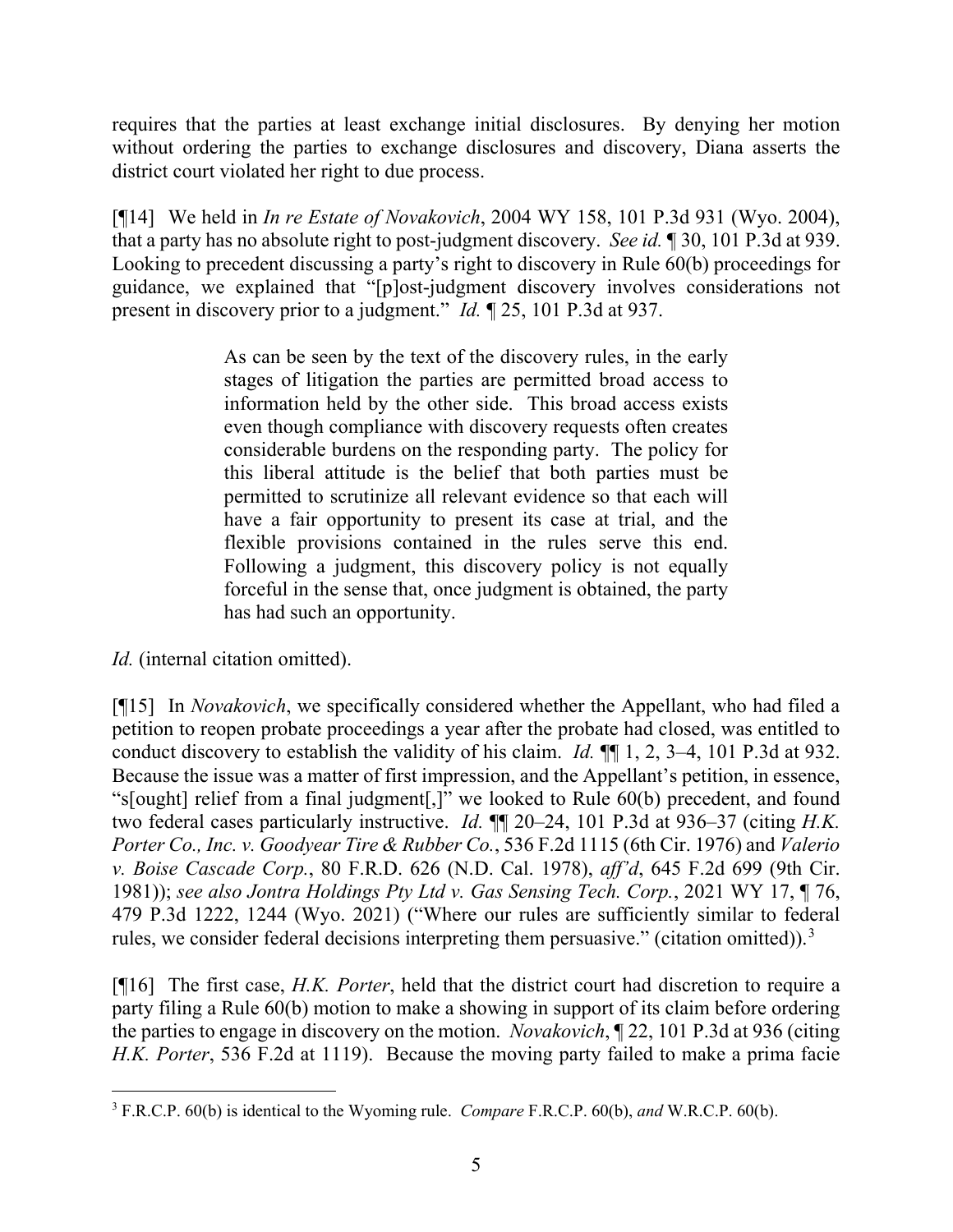requires that the parties at least exchange initial disclosures. By denying her motion without ordering the parties to exchange disclosures and discovery, Diana asserts the district court violated her right to due process.

[¶14] We held in *In re Estate of Novakovich*, 2004 WY 158, 101 P.3d 931 (Wyo. 2004), that a party has no absolute right to post-judgment discovery. *See id.* ¶ 30, 101 P.3d at 939. Looking to precedent discussing a party's right to discovery in Rule 60(b) proceedings for guidance, we explained that "[p]ost-judgment discovery involves considerations not present in discovery prior to a judgment." *Id.* ¶ 25, 101 P.3d at 937.

> As can be seen by the text of the discovery rules, in the early stages of litigation the parties are permitted broad access to information held by the other side. This broad access exists even though compliance with discovery requests often creates considerable burdens on the responding party. The policy for this liberal attitude is the belief that both parties must be permitted to scrutinize all relevant evidence so that each will have a fair opportunity to present its case at trial, and the flexible provisions contained in the rules serve this end. Following a judgment, this discovery policy is not equally forceful in the sense that, once judgment is obtained, the party has had such an opportunity.

*Id.* (internal citation omitted).

[¶15] In *Novakovich*, we specifically considered whether the Appellant, who had filed a petition to reopen probate proceedings a year after the probate had closed, was entitled to conduct discovery to establish the validity of his claim. *Id.* ¶¶ 1, 2, 3–4, 101 P.3d at 932. Because the issue was a matter of first impression, and the Appellant's petition, in essence, "s[ought] relief from a final judgment[,]" we looked to Rule 60(b) precedent, and found two federal cases particularly instructive. *Id.* ¶¶ 20–24, 101 P.3d at 936–37 (citing *H.K. Porter Co., Inc. v. Goodyear Tire & Rubber Co.*, 536 F.2d 1115 (6th Cir. 1976) and *Valerio v. Boise Cascade Corp.*, 80 F.R.D. 626 (N.D. Cal. 1978), *aff'd*, 645 F.2d 699 (9th Cir. 1981)); *see also Jontra Holdings Pty Ltd v. Gas Sensing Tech. Corp.*, 2021 WY 17, ¶ 76, 479 P.3d 1222, 1244 (Wyo. 2021) ("Where our rules are sufficiently similar to federal rules, we consider federal decisions interpreting them persuasive." (citation omitted)).[3]

[¶16] The first case, *H.K. Porter*, held that the district court had discretion to require a party filing a Rule 60(b) motion to make a showing in support of its claim before ordering the parties to engage in discovery on the motion. *Novakovich*, ¶ 22, 101 P.3d at 936 (citing *H.K. Porter*, 536 F.2d at 1119). Because the moving party failed to make a prima facie

[3] F.R.C.P. 60(b) is identical to the Wyoming rule. *Compare* F.R.C.P. 60(b), *and* W.R.C.P. 60(b).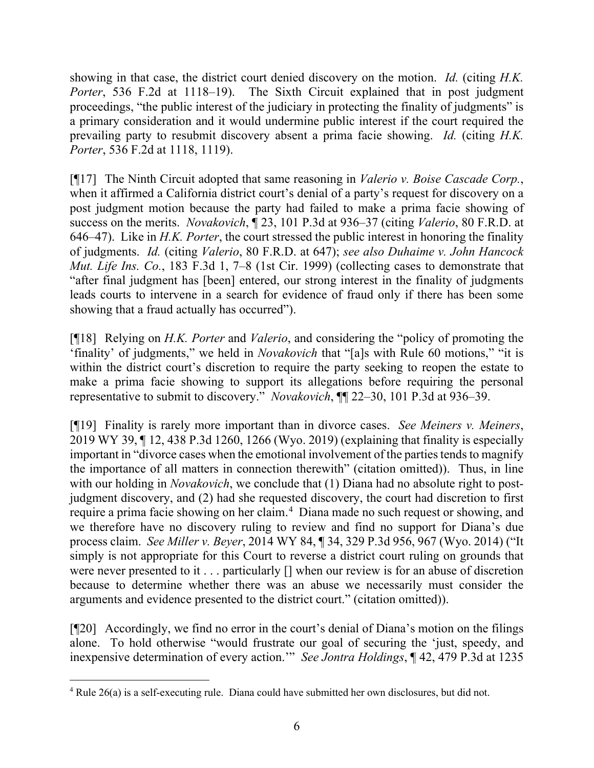showing in that case, the district court denied discovery on the motion. *Id.* (citing *H.K. Porter*, 536 F.2d at 1118–19). The Sixth Circuit explained that in post judgment proceedings, "the public interest of the judiciary in protecting the finality of judgments" is a primary consideration and it would undermine public interest if the court required the prevailing party to resubmit discovery absent a prima facie showing. *Id.* (citing *H.K. Porter*, 536 F.2d at 1118, 1119).

[¶17] The Ninth Circuit adopted that same reasoning in *Valerio v. Boise Cascade Corp.*, when it affirmed a California district court's denial of a party's request for discovery on a post judgment motion because the party had failed to make a prima facie showing of success on the merits. *Novakovich*, ¶ 23, 101 P.3d at 936–37 (citing *Valerio*, 80 F.R.D. at 646–47). Like in *H.K. Porter*, the court stressed the public interest in honoring the finality of judgments. *Id.* (citing *Valerio*, 80 F.R.D. at 647); *see also Duhaime v. John Hancock Mut. Life Ins. Co.*, 183 F.3d 1, 7–8 (1st Cir. 1999) (collecting cases to demonstrate that "after final judgment has [been] entered, our strong interest in the finality of judgments leads courts to intervene in a search for evidence of fraud only if there has been some showing that a fraud actually has occurred").

[¶18] Relying on *H.K. Porter* and *Valerio*, and considering the "policy of promoting the 'finality' of judgments," we held in *Novakovich* that "[a]s with Rule 60 motions," "it is within the district court's discretion to require the party seeking to reopen the estate to make a prima facie showing to support its allegations before requiring the personal representative to submit to discovery." *Novakovich*, ¶¶ 22–30, 101 P.3d at 936–39.

[¶19] Finality is rarely more important than in divorce cases. *See Meiners v. Meiners*, 2019 WY 39, ¶ 12, 438 P.3d 1260, 1266 (Wyo. 2019) (explaining that finality is especially important in "divorce cases when the emotional involvement of the parties tends to magnify the importance of all matters in connection therewith" (citation omitted)). Thus, in line with our holding in *Novakovich*, we conclude that (1) Diana had no absolute right to post-judgment discovery, and (2) had she requested discovery, the court had discretion to first require a prima facie showing on her claim.[4] Diana made no such request or showing, and we therefore have no discovery ruling to review and find no support for Diana's due process claim. *See Miller v. Beyer*, 2014 WY 84, ¶ 34, 329 P.3d 956, 967 (Wyo. 2014) ("It simply is not appropriate for this Court to reverse a district court ruling on grounds that were never presented to it . . . particularly [] when our review is for an abuse of discretion because to determine whether there was an abuse we necessarily must consider the arguments and evidence presented to the district court." (citation omitted)).

[¶20] Accordingly, we find no error in the court's denial of Diana's motion on the filings alone. To hold otherwise "would frustrate our goal of securing the 'just, speedy, and inexpensive determination of every action.'" *See Jontra Holdings*, ¶ 42, 479 P.3d at 1235

---

[4] Rule 26(a) is a self-executing rule. Diana could have submitted her own disclosures, but did not.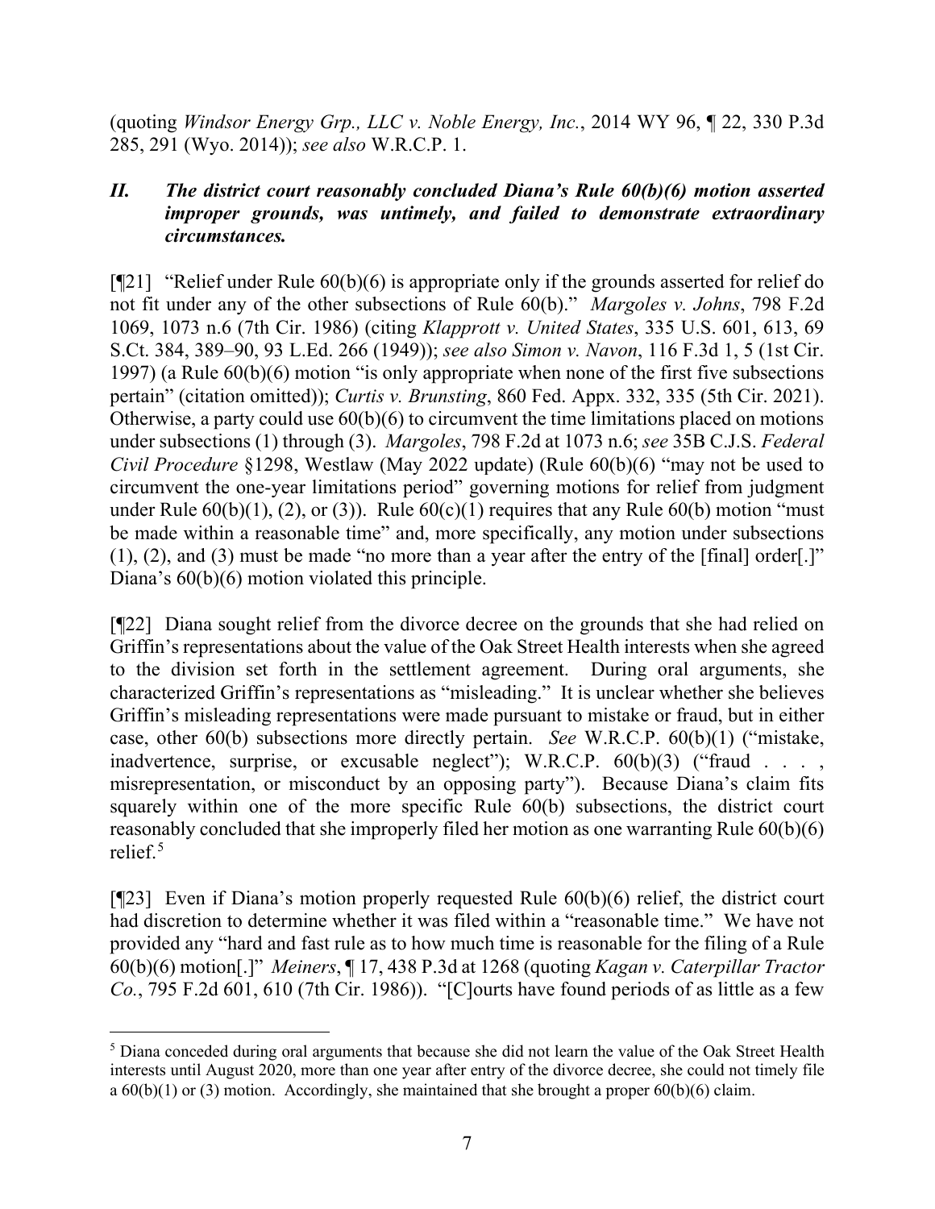(quoting *Windsor Energy Grp., LLC v. Noble Energy, Inc.*, 2014 WY 96, ¶ 22, 330 P.3d 285, 291 (Wyo. 2014)); *see also* W.R.C.P. 1.

### *II. The district court reasonably concluded Diana's Rule 60(b)(6) motion asserted improper grounds, was untimely, and failed to demonstrate extraordinary circumstances.*

[¶21] "Relief under Rule 60(b)(6) is appropriate only if the grounds asserted for relief do not fit under any of the other subsections of Rule 60(b)." *Margoles v. Johns*, 798 F.2d 1069, 1073 n.6 (7th Cir. 1986) (citing *Klapprott v. United States*, 335 U.S. 601, 613, 69 S.Ct. 384, 389–90, 93 L.Ed. 266 (1949)); *see also Simon v. Navon*, 116 F.3d 1, 5 (1st Cir. 1997) (a Rule 60(b)(6) motion "is only appropriate when none of the first five subsections pertain" (citation omitted)); *Curtis v. Brunsting*, 860 Fed. Appx. 332, 335 (5th Cir. 2021). Otherwise, a party could use 60(b)(6) to circumvent the time limitations placed on motions under subsections (1) through (3). *Margoles*, 798 F.2d at 1073 n.6; *see* 35B C.J.S. *Federal Civil Procedure* §1298, Westlaw (May 2022 update) (Rule 60(b)(6) "may not be used to circumvent the one-year limitations period" governing motions for relief from judgment under Rule 60(b)(1), (2), or (3)). Rule 60(c)(1) requires that any Rule 60(b) motion "must be made within a reasonable time" and, more specifically, any motion under subsections (1), (2), and (3) must be made "no more than a year after the entry of the [final] order[.]" Diana's 60(b)(6) motion violated this principle.

[¶22] Diana sought relief from the divorce decree on the grounds that she had relied on Griffin's representations about the value of the Oak Street Health interests when she agreed to the division set forth in the settlement agreement. During oral arguments, she characterized Griffin's representations as "misleading." It is unclear whether she believes Griffin's misleading representations were made pursuant to mistake or fraud, but in either case, other 60(b) subsections more directly pertain. *See* W.R.C.P. 60(b)(1) ("mistake, inadvertence, surprise, or excusable neglect"); W.R.C.P. 60(b)(3) ("fraud . . . , misrepresentation, or misconduct by an opposing party"). Because Diana's claim fits squarely within one of the more specific Rule 60(b) subsections, the district court reasonably concluded that she improperly filed her motion as one warranting Rule 60(b)(6) relief.[5]

[¶23] Even if Diana's motion properly requested Rule 60(b)(6) relief, the district court had discretion to determine whether it was filed within a "reasonable time." We have not provided any "hard and fast rule as to how much time is reasonable for the filing of a Rule 60(b)(6) motion[.]" *Meiners*, ¶ 17, 438 P.3d at 1268 (quoting *Kagan v. Caterpillar Tractor Co.*, 795 F.2d 601, 610 (7th Cir. 1986)). "[C]ourts have found periods of as little as a few

---

[5] Diana conceded during oral arguments that because she did not learn the value of the Oak Street Health interests until August 2020, more than one year after entry of the divorce decree, she could not timely file a 60(b)(1) or (3) motion. Accordingly, she maintained that she brought a proper 60(b)(6) claim.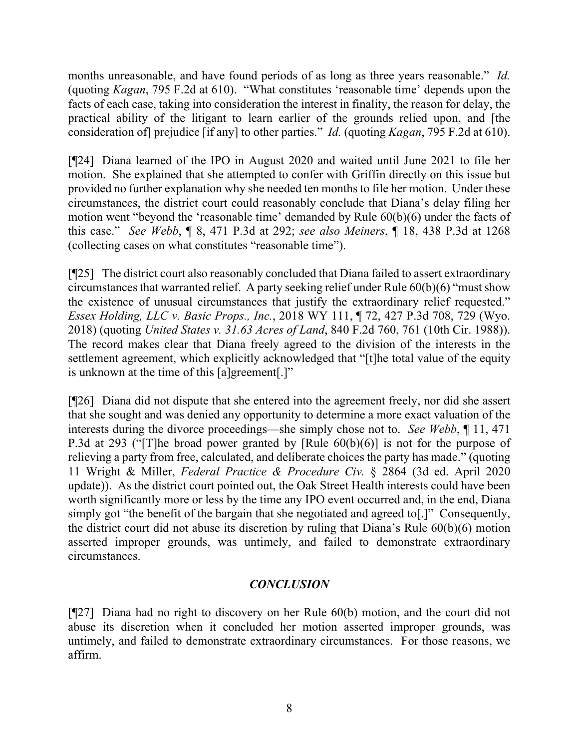months unreasonable, and have found periods of as long as three years reasonable." *Id.* (quoting *Kagan*, 795 F.2d at 610). "What constitutes 'reasonable time' depends upon the facts of each case, taking into consideration the interest in finality, the reason for delay, the practical ability of the litigant to learn earlier of the grounds relied upon, and [the consideration of] prejudice [if any] to other parties." *Id.* (quoting *Kagan*, 795 F.2d at 610).

[¶24] Diana learned of the IPO in August 2020 and waited until June 2021 to file her motion. She explained that she attempted to confer with Griffin directly on this issue but provided no further explanation why she needed ten months to file her motion. Under these circumstances, the district court could reasonably conclude that Diana's delay filing her motion went "beyond the 'reasonable time' demanded by Rule 60(b)(6) under the facts of this case." *See Webb*, ¶ 8, 471 P.3d at 292; *see also Meiners*, ¶ 18, 438 P.3d at 1268 (collecting cases on what constitutes "reasonable time").

[¶25] The district court also reasonably concluded that Diana failed to assert extraordinary circumstances that warranted relief. A party seeking relief under Rule 60(b)(6) "must show the existence of unusual circumstances that justify the extraordinary relief requested." *Essex Holding, LLC v. Basic Props., Inc.*, 2018 WY 111, ¶ 72, 427 P.3d 708, 729 (Wyo. 2018) (quoting *United States v. 31.63 Acres of Land*, 840 F.2d 760, 761 (10th Cir. 1988)). The record makes clear that Diana freely agreed to the division of the interests in the settlement agreement, which explicitly acknowledged that "[t]he total value of the equity is unknown at the time of this [a]greement[.]"

[¶26] Diana did not dispute that she entered into the agreement freely, nor did she assert that she sought and was denied any opportunity to determine a more exact valuation of the interests during the divorce proceedings—she simply chose not to. *See Webb*, ¶ 11, 471 P.3d at 293 ("[T]he broad power granted by [Rule 60(b)(6)] is not for the purpose of relieving a party from free, calculated, and deliberate choices the party has made." (quoting 11 Wright & Miller, *Federal Practice & Procedure Civ.* § 2864 (3d ed. April 2020 update)). As the district court pointed out, the Oak Street Health interests could have been worth significantly more or less by the time any IPO event occurred and, in the end, Diana simply got "the benefit of the bargain that she negotiated and agreed to[.]" Consequently, the district court did not abuse its discretion by ruling that Diana's Rule 60(b)(6) motion asserted improper grounds, was untimely, and failed to demonstrate extraordinary circumstances.

## *CONCLUSION*

[¶27] Diana had no right to discovery on her Rule 60(b) motion, and the court did not abuse its discretion when it concluded her motion asserted improper grounds, was untimely, and failed to demonstrate extraordinary circumstances. For those reasons, we affirm.